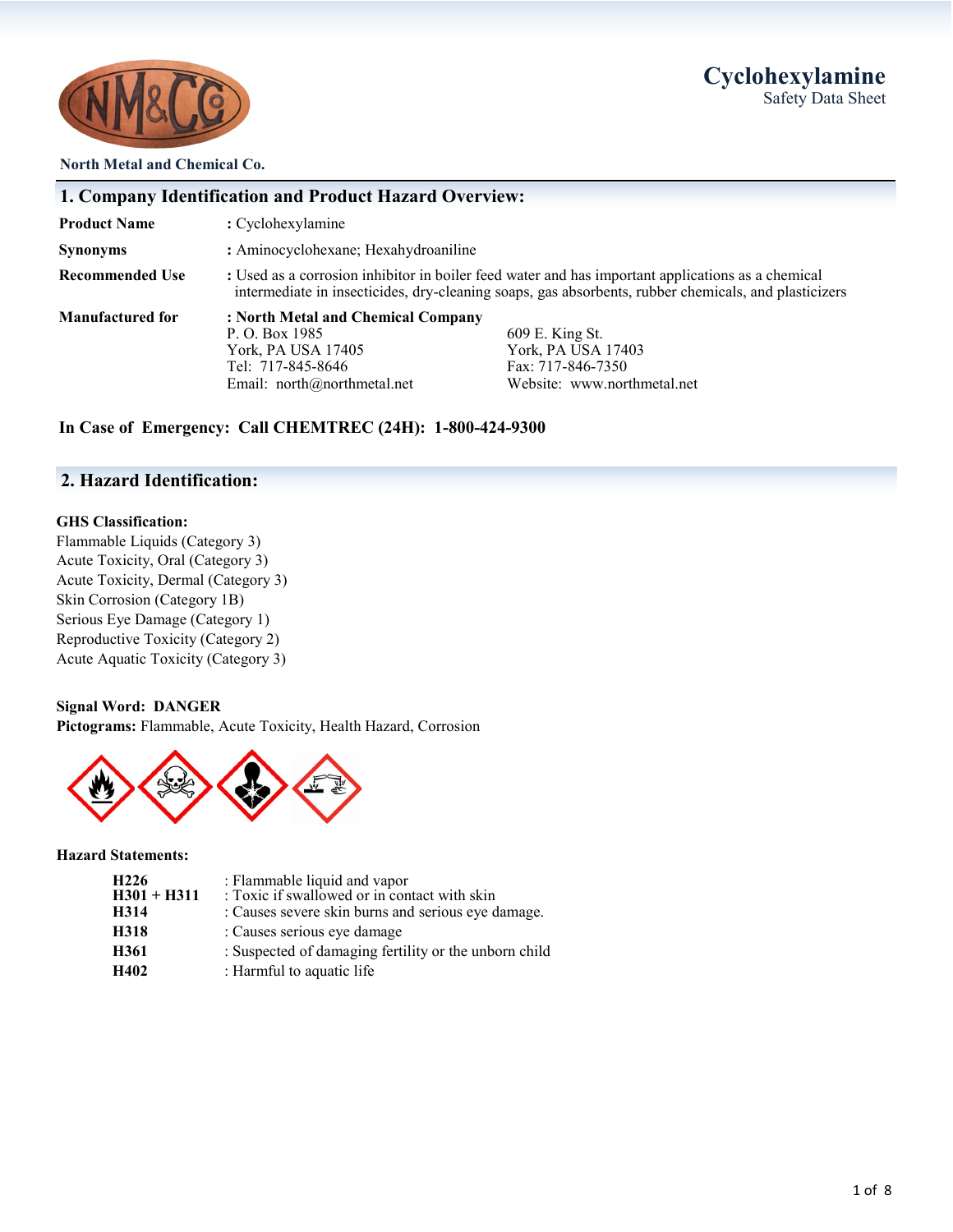**North Metal and Chemical Co.**

# Cyclohexylamine
Safety Data Sheet

## 1. Company Identification and Product Hazard Overview:

**Product Name** : Cyclohexylamine

**Synonyms** : Aminocyclohexane; Hexahydroaniline

**Recommended Use** : Used as a corrosion inhibitor in boiler feed water and has important applications as a chemical intermediate in insecticides, dry-cleaning soaps, gas absorbents, rubber chemicals, and plasticizers

**Manufactured for** : **North Metal and Chemical Company**

P. O. Box 1985
York, PA USA 17405
Tel: 717-845-8646
Email: north@northmetal.net

609 E. King St.
York, PA USA 17403
Fax: 717-846-7350
Website: www.northmetal.net

**In Case of Emergency: Call CHEMTREC (24H): 1-800-424-9300**

## 2. Hazard Identification:

**GHS Classification:**

Flammable Liquids (Category 3)
Acute Toxicity, Oral (Category 3)
Acute Toxicity, Dermal (Category 3)
Skin Corrosion (Category 1B)
Serious Eye Damage (Category 1)
Reproductive Toxicity (Category 2)
Acute Aquatic Toxicity (Category 3)

**Signal Word: DANGER**
**Pictograms:** Flammable, Acute Toxicity, Health Hazard, Corrosion

**Hazard Statements:**

| | |
|---|---|
| **H226** | : Flammable liquid and vapor |
| **H301 + H311** | : Toxic if swallowed or in contact with skin |
| **H314** | : Causes severe skin burns and serious eye damage. |
| **H318** | : Causes serious eye damage |
| **H361** | : Suspected of damaging fertility or the unborn child |
| **H402** | : Harmful to aquatic life |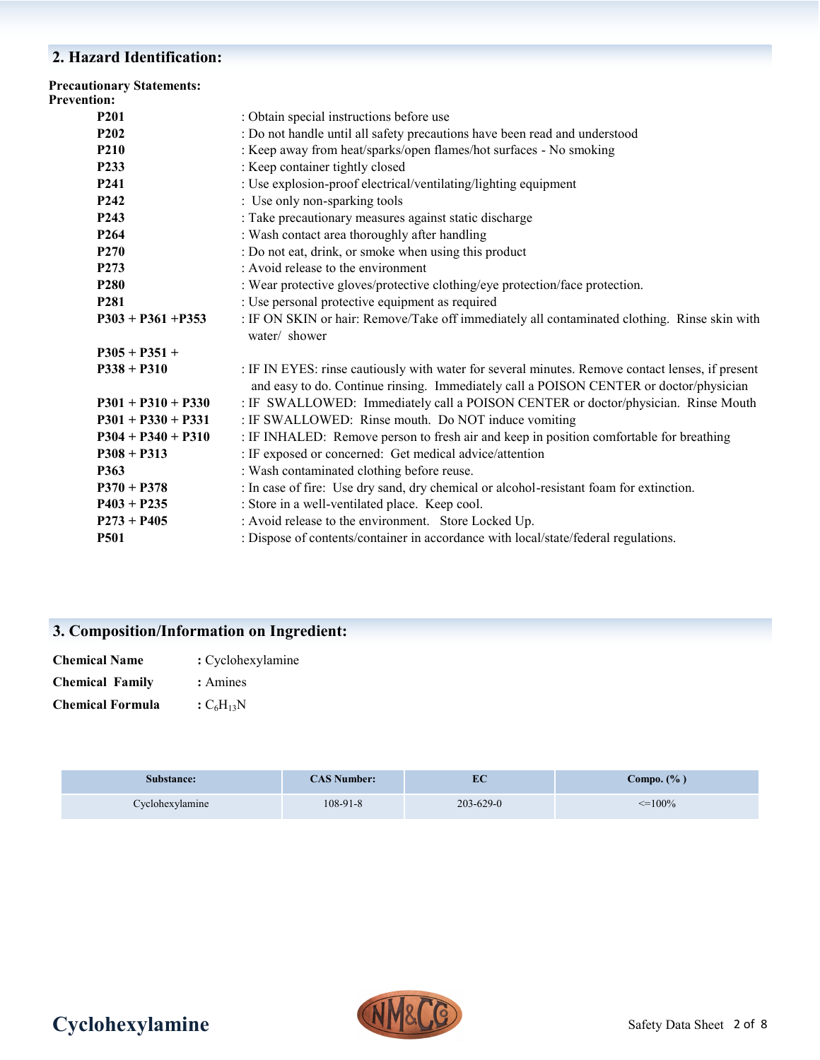## 2. Hazard Identification:

**Precautionary Statements:**
**Prevention:**

| | |
|---|---|
| **P201** | : Obtain special instructions before use |
| **P202** | : Do not handle until all safety precautions have been read and understood |
| **P210** | : Keep away from heat/sparks/open flames/hot surfaces - No smoking |
| **P233** | : Keep container tightly closed |
| **P241** | : Use explosion-proof electrical/ventilating/lighting equipment |
| **P242** | : Use only non-sparking tools |
| **P243** | : Take precautionary measures against static discharge |
| **P264** | : Wash contact area thoroughly after handling |
| **P270** | : Do not eat, drink, or smoke when using this product |
| **P273** | : Avoid release to the environment |
| **P280** | : Wear protective gloves/protective clothing/eye protection/face protection. |
| **P281** | : Use personal protective equipment as required |
| **P303 + P361 +P353** | : IF ON SKIN or hair: Remove/Take off immediately all contaminated clothing. Rinse skin with water/ shower |
| **P305 + P351 + P338 + P310** | : IF IN EYES: rinse cautiously with water for several minutes. Remove contact lenses, if present and easy to do. Continue rinsing. Immediately call a POISON CENTER or doctor/physician |
| **P301 + P310 + P330** | : IF SWALLOWED: Immediately call a POISON CENTER or doctor/physician. Rinse Mouth |
| **P301 + P330 + P331** | : IF SWALLOWED: Rinse mouth. Do NOT induce vomiting |
| **P304 + P340 + P310** | : IF INHALED: Remove person to fresh air and keep in position comfortable for breathing |
| **P308 + P313** | : IF exposed or concerned: Get medical advice/attention |
| **P363** | : Wash contaminated clothing before reuse. |
| **P370 + P378** | : In case of fire: Use dry sand, dry chemical or alcohol-resistant foam for extinction. |
| **P403 + P235** | : Store in a well-ventilated place. Keep cool. |
| **P273 + P405** | : Avoid release to the environment. Store Locked Up. |
| **P501** | : Dispose of contents/container in accordance with local/state/federal regulations. |

## 3. Composition/Information on Ingredient:

**Chemical Name** : Cyclohexylamine

**Chemical Family** : Amines

**Chemical Formula** : $C_6H_{13}N$

| Substance: | CAS Number: | EC | Compo. (% ) |
|---|---|---|---|
| Cyclohexylamine | 108-91-8 | 203-629-0 | <=100% |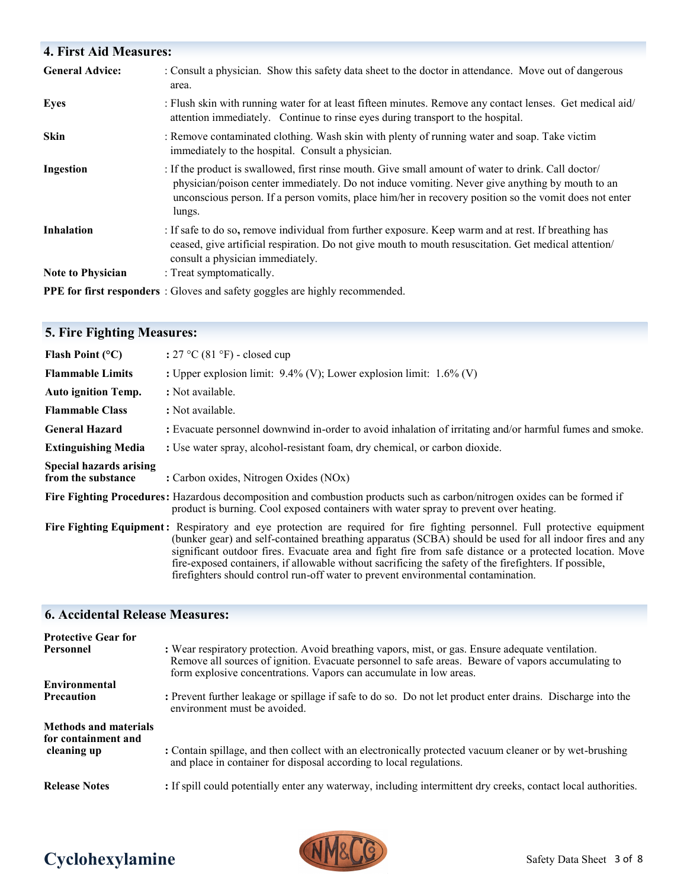## 4. First Aid Measures:

**General Advice:** : Consult a physician. Show this safety data sheet to the doctor in attendance. Move out of dangerous area.

**Eyes** : Flush skin with running water for at least fifteen minutes. Remove any contact lenses. Get medical aid/ attention immediately. Continue to rinse eyes during transport to the hospital.

**Skin** : Remove contaminated clothing. Wash skin with plenty of running water and soap. Take victim immediately to the hospital. Consult a physician.

**Ingestion** : If the product is swallowed, first rinse mouth. Give small amount of water to drink. Call doctor/ physician/poison center immediately. Do not induce vomiting. Never give anything by mouth to an unconscious person. If a person vomits, place him/her in recovery position so the vomit does not enter lungs.

**Inhalation** : If safe to do so, remove individual from further exposure. Keep warm and at rest. If breathing has ceased, give artificial respiration. Do not give mouth to mouth resuscitation. Get medical attention/ consult a physician immediately.

**Note to Physician** : Treat symptomatically.

**PPE for first responders** : Gloves and safety goggles are highly recommended.

## 5. Fire Fighting Measures:

**Flash Point (°C)** : 27 °C (81 °F) - closed cup

**Flammable Limits** : Upper explosion limit: 9.4% (V); Lower explosion limit: 1.6% (V)

**Auto ignition Temp.** : Not available.

**Flammable Class** : Not available.

**General Hazard** : Evacuate personnel downwind in-order to avoid inhalation of irritating and/or harmful fumes and smoke.

**Extinguishing Media** : Use water spray, alcohol-resistant foam, dry chemical, or carbon dioxide.

**Special hazards arising from the substance** : Carbon oxides, Nitrogen Oxides (NOx)

**Fire Fighting Procedures:** Hazardous decomposition and combustion products such as carbon/nitrogen oxides can be formed if product is burning. Cool exposed containers with water spray to prevent over heating.

**Fire Fighting Equipment:** Respiratory and eye protection are required for fire fighting personnel. Full protective equipment (bunker gear) and self-contained breathing apparatus (SCBA) should be used for all indoor fires and any significant outdoor fires. Evacuate area and fight fire from safe distance or a protected location. Move fire-exposed containers, if allowable without sacrificing the safety of the firefighters. If possible, firefighters should control run-off water to prevent environmental contamination.

## 6. Accidental Release Measures:

**Protective Gear for Personnel** : Wear respiratory protection. Avoid breathing vapors, mist, or gas. Ensure adequate ventilation. Remove all sources of ignition. Evacuate personnel to safe areas. Beware of vapors accumulating to form explosive concentrations. Vapors can accumulate in low areas.

**Environmental Precaution** : Prevent further leakage or spillage if safe to do so. Do not let product enter drains. Discharge into the environment must be avoided.

**Methods and materials for containment and cleaning up** : Contain spillage, and then collect with an electronically protected vacuum cleaner or by wet-brushing and place in container for disposal according to local regulations.

**Release Notes** : If spill could potentially enter any waterway, including intermittent dry creeks, contact local authorities.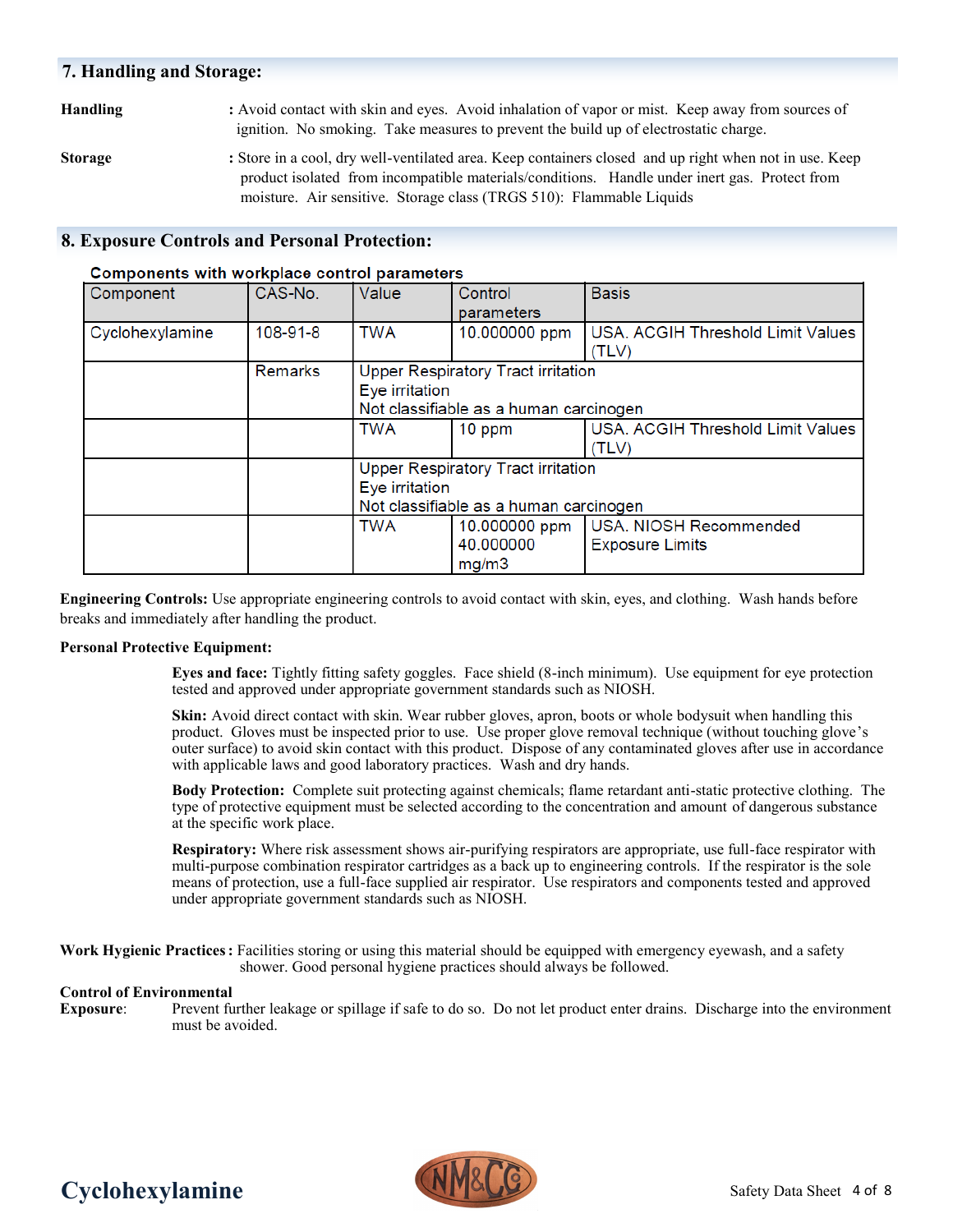## 7. Handling and Storage:

**Handling** : Avoid contact with skin and eyes. Avoid inhalation of vapor or mist. Keep away from sources of ignition. No smoking. Take measures to prevent the build up of electrostatic charge.

**Storage** : Store in a cool, dry well-ventilated area. Keep containers closed and up right when not in use. Keep product isolated from incompatible materials/conditions. Handle under inert gas. Protect from moisture. Air sensitive. Storage class (TRGS 510): Flammable Liquids

## 8. Exposure Controls and Personal Protection:

**Components with workplace control parameters**

| Component | CAS-No. | Value | Control parameters | Basis |
|---|---|---|---|---|
| Cyclohexylamine | 108-91-8 | TWA | 10.000000 ppm | USA. ACGIH Threshold Limit Values (TLV) |
| | Remarks | Upper Respiratory Tract irritation<br>Eye irritation<br>Not classifiable as a human carcinogen | | |
| | | TWA | 10 ppm | USA. ACGIH Threshold Limit Values (TLV) |
| | | Upper Respiratory Tract irritation<br>Eye irritation<br>Not classifiable as a human carcinogen | | |
| | | TWA | 10.000000 ppm<br>40.000000 mg/m3 | USA. NIOSH Recommended Exposure Limits |

**Engineering Controls:** Use appropriate engineering controls to avoid contact with skin, eyes, and clothing. Wash hands before breaks and immediately after handling the product.

**Personal Protective Equipment:**

**Eyes and face:** Tightly fitting safety goggles. Face shield (8-inch minimum). Use equipment for eye protection tested and approved under appropriate government standards such as NIOSH.

**Skin:** Avoid direct contact with skin. Wear rubber gloves, apron, boots or whole bodysuit when handling this product. Gloves must be inspected prior to use. Use proper glove removal technique (without touching glove's outer surface) to avoid skin contact with this product. Dispose of any contaminated gloves after use in accordance with applicable laws and good laboratory practices. Wash and dry hands.

**Body Protection:** Complete suit protecting against chemicals; flame retardant anti-static protective clothing. The type of protective equipment must be selected according to the concentration and amount of dangerous substance at the specific work place.

**Respiratory:** Where risk assessment shows air-purifying respirators are appropriate, use full-face respirator with multi-purpose combination respirator cartridges as a back up to engineering controls. If the respirator is the sole means of protection, use a full-face supplied air respirator. Use respirators and components tested and approved under appropriate government standards such as NIOSH.

**Work Hygienic Practices :** Facilities storing or using this material should be equipped with emergency eyewash, and a safety shower. Good personal hygiene practices should always be followed.

**Control of Environmental Exposure**: Prevent further leakage or spillage if safe to do so. Do not let product enter drains. Discharge into the environment must be avoided.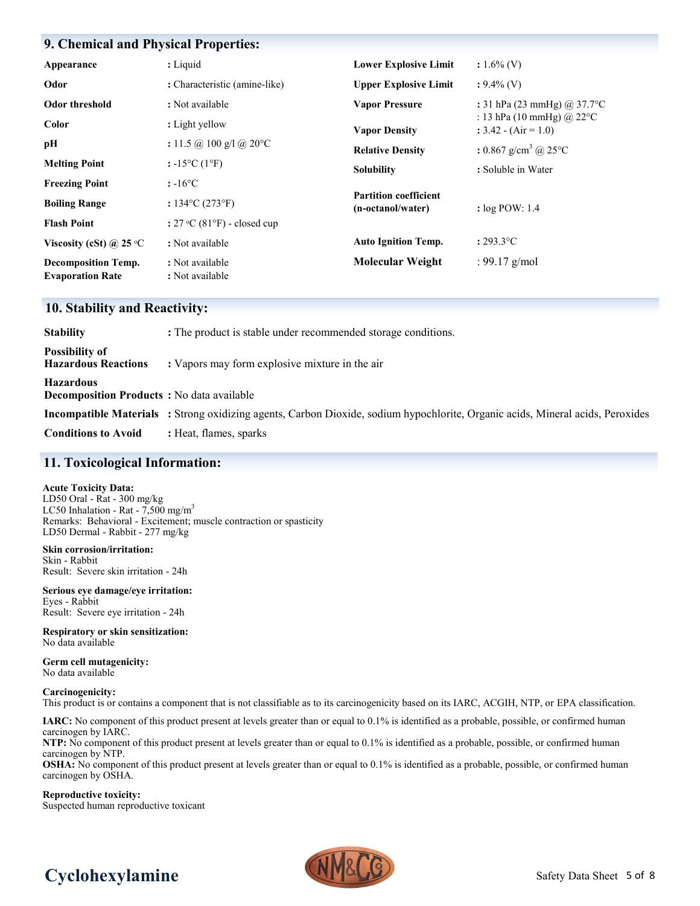## 9. Chemical and Physical Properties:

| Property | Value | Property | Value |
|---|---|---|---|
| **Appearance** | : Liquid | **Lower Explosive Limit** | : 1.6% (V) |
| **Odor** | : Characteristic (amine-like) | **Upper Explosive Limit** | : 9.4% (V) |
| **Odor threshold** | : Not available | **Vapor Pressure** | : 31 hPa (23 mmHg) @ 37.7°C<br>: 13 hPa (10 mmHg) @ 22°C |
| **Color** | : Light yellow | **Vapor Density** | : 3.42 - (Air = 1.0) |
| **pH** | : 11.5 @ 100 g/l @ 20°C | **Relative Density** | : 0.867 g/cm$^3$ @ 25°C |
| **Melting Point** | : -15°C (1°F) | **Solubility** | : Soluble in Water |
| **Freezing Point** | : -16°C | | |
| **Boiling Range** | : 134°C (273°F) | **Partition coefficient (n-octanol/water)** | : log POW: 1.4 |
| **Flash Point** | : 27 °C (81°F) - closed cup | | |
| **Viscosity (cSt) @ 25 °C** | : Not available | **Auto Ignition Temp.** | : 293.3°C |
| **Decomposition Temp.** | : Not available | **Molecular Weight** | : 99.17 g/mol |
| **Evaporation Rate** | : Not available | | |

## 10. Stability and Reactivity:

**Stability** : The product is stable under recommended storage conditions.

**Possibility of Hazardous Reactions** : Vapors may form explosive mixture in the air

**Hazardous Decomposition Products** : No data available

**Incompatible Materials** : Strong oxidizing agents, Carbon Dioxide, sodium hypochlorite, Organic acids, Mineral acids, Peroxides

**Conditions to Avoid** : Heat, flames, sparks

## 11. Toxicological Information:

**Acute Toxicity Data:**
LD50 Oral - Rat - 300 mg/kg
LC50 Inhalation - Rat - 7,500 mg/m$^3$
Remarks: Behavioral - Excitement; muscle contraction or spasticity
LD50 Dermal - Rabbit - 277 mg/kg

**Skin corrosion/irritation:**
Skin - Rabbit
Result: Severe skin irritation - 24h

**Serious eye damage/eye irritation:**
Eyes - Rabbit
Result: Severe eye irritation - 24h

**Respiratory or skin sensitization:**
No data available

**Germ cell mutagenicity:**
No data available

**Carcinogenicity:**
This product is or contains a component that is not classifiable as to its carcinogenicity based on its IARC, ACGIH, NTP, or EPA classification.

**IARC:** No component of this product present at levels greater than or equal to 0.1% is identified as a probable, possible, or confirmed human carcinogen by IARC.
**NTP:** No component of this product present at levels greater than or equal to 0.1% is identified as a probable, possible, or confirmed human carcinogen by NTP.
**OSHA:** No component of this product present at levels greater than or equal to 0.1% is identified as a probable, possible, or confirmed human carcinogen by OSHA.

**Reproductive toxicity:**
Suspected human reproductive toxicant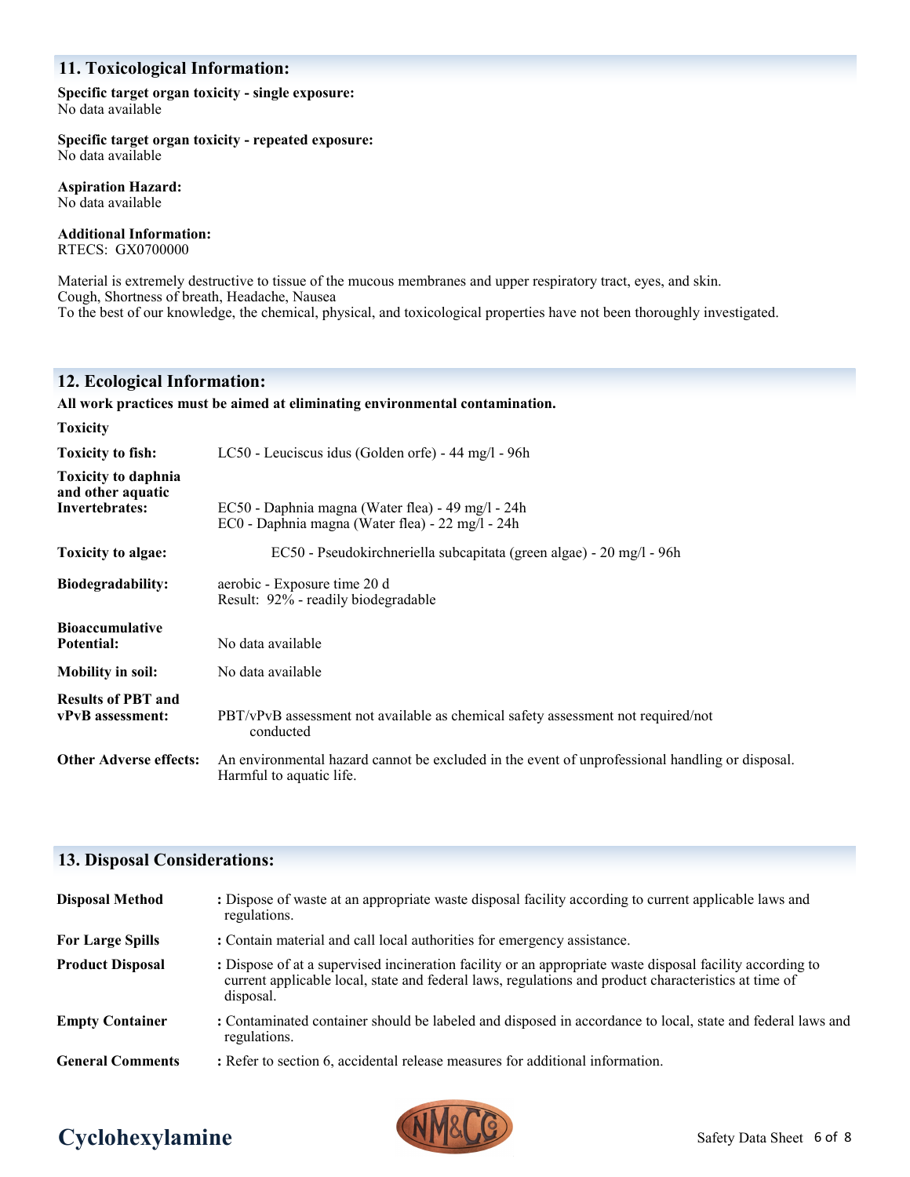## 11. Toxicological Information:

**Specific target organ toxicity - single exposure:**
No data available

**Specific target organ toxicity - repeated exposure:**
No data available

**Aspiration Hazard:**
No data available

**Additional Information:**
RTECS: GX0700000

Material is extremely destructive to tissue of the mucous membranes and upper respiratory tract, eyes, and skin.
Cough, Shortness of breath, Headache, Nausea
To the best of our knowledge, the chemical, physical, and toxicological properties have not been thoroughly investigated.

## 12. Ecological Information:

**All work practices must be aimed at eliminating environmental contamination.**

**Toxicity**

| | |
|---|---|
| **Toxicity to fish:** | LC50 - Leuciscus idus (Golden orfe) - 44 mg/l - 96h |
| **Toxicity to daphnia and other aquatic Invertebrates:** | EC50 - Daphnia magna (Water flea) - 49 mg/l - 24h<br>EC0 - Daphnia magna (Water flea) - 22 mg/l - 24h |
| **Toxicity to algae:** | EC50 - Pseudokirchneriella subcapitata (green algae) - 20 mg/l - 96h |
| **Biodegradability:** | aerobic - Exposure time 20 d<br>Result: 92% - readily biodegradable |
| **Bioaccumulative Potential:** | No data available |
| **Mobility in soil:** | No data available |
| **Results of PBT and vPvB assessment:** | PBT/vPvB assessment not available as chemical safety assessment not required/not conducted |
| **Other Adverse effects:** | An environmental hazard cannot be excluded in the event of unprofessional handling or disposal.<br>Harmful to aquatic life. |

## 13. Disposal Considerations:

| | |
|---|---|
| **Disposal Method** | : Dispose of waste at an appropriate waste disposal facility according to current applicable laws and regulations. |
| **For Large Spills** | : Contain material and call local authorities for emergency assistance. |
| **Product Disposal** | : Dispose of at a supervised incineration facility or an appropriate waste disposal facility according to current applicable local, state and federal laws, regulations and product characteristics at time of disposal. |
| **Empty Container** | : Contaminated container should be labeled and disposed in accordance to local, state and federal laws and regulations. |
| **General Comments** | : Refer to section 6, accidental release measures for additional information. |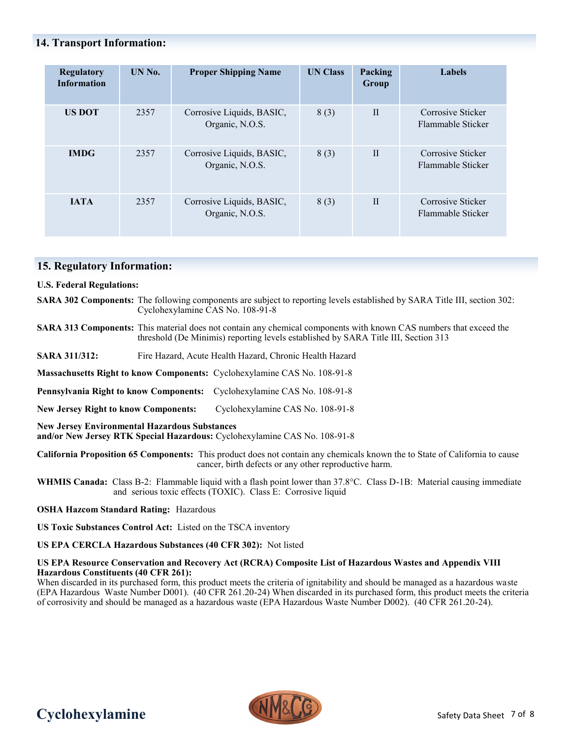## 14. Transport Information:

| Regulatory Information | UN No. | Proper Shipping Name | UN Class | Packing Group | Labels |
|---|---|---|---|---|---|
| **US DOT** | 2357 | Corrosive Liquids, BASIC, Organic, N.O.S. | 8 (3) | II | Corrosive Sticker Flammable Sticker |
| **IMDG** | 2357 | Corrosive Liquids, BASIC, Organic, N.O.S. | 8 (3) | II | Corrosive Sticker Flammable Sticker |
| **IATA** | 2357 | Corrosive Liquids, BASIC, Organic, N.O.S. | 8 (3) | II | Corrosive Sticker Flammable Sticker |

## 15. Regulatory Information:

**U.S. Federal Regulations:**

**SARA 302 Components:** The following components are subject to reporting levels established by SARA Title III, section 302: Cyclohexylamine CAS No. 108-91-8

**SARA 313 Components:** This material does not contain any chemical components with known CAS numbers that exceed the threshold (De Minimis) reporting levels established by SARA Title III, Section 313

**SARA 311/312:** Fire Hazard, Acute Health Hazard, Chronic Health Hazard

**Massachusetts Right to know Components:** Cyclohexylamine CAS No. 108-91-8

**Pennsylvania Right to know Components:** Cyclohexylamine CAS No. 108-91-8

**New Jersey Right to know Components:** Cyclohexylamine CAS No. 108-91-8

**New Jersey Environmental Hazardous Substances and/or New Jersey RTK Special Hazardous:** Cyclohexylamine CAS No. 108-91-8

**California Proposition 65 Components:** This product does not contain any chemicals known the to State of California to cause cancer, birth defects or any other reproductive harm.

**WHMIS Canada:** Class B-2: Flammable liquid with a flash point lower than 37.8°C. Class D-1B: Material causing immediate and serious toxic effects (TOXIC). Class E: Corrosive liquid

**OSHA Hazcom Standard Rating:** Hazardous

**US Toxic Substances Control Act:** Listed on the TSCA inventory

**US EPA CERCLA Hazardous Substances (40 CFR 302):** Not listed

**US EPA Resource Conservation and Recovery Act (RCRA) Composite List of Hazardous Wastes and Appendix VIII Hazardous Constituents (40 CFR 261):**
When discarded in its purchased form, this product meets the criteria of ignitability and should be managed as a hazardous waste (EPA Hazardous Waste Number D001). (40 CFR 261.20-24) When discarded in its purchased form, this product meets the criteria of corrosivity and should be managed as a hazardous waste (EPA Hazardous Waste Number D002). (40 CFR 261.20-24).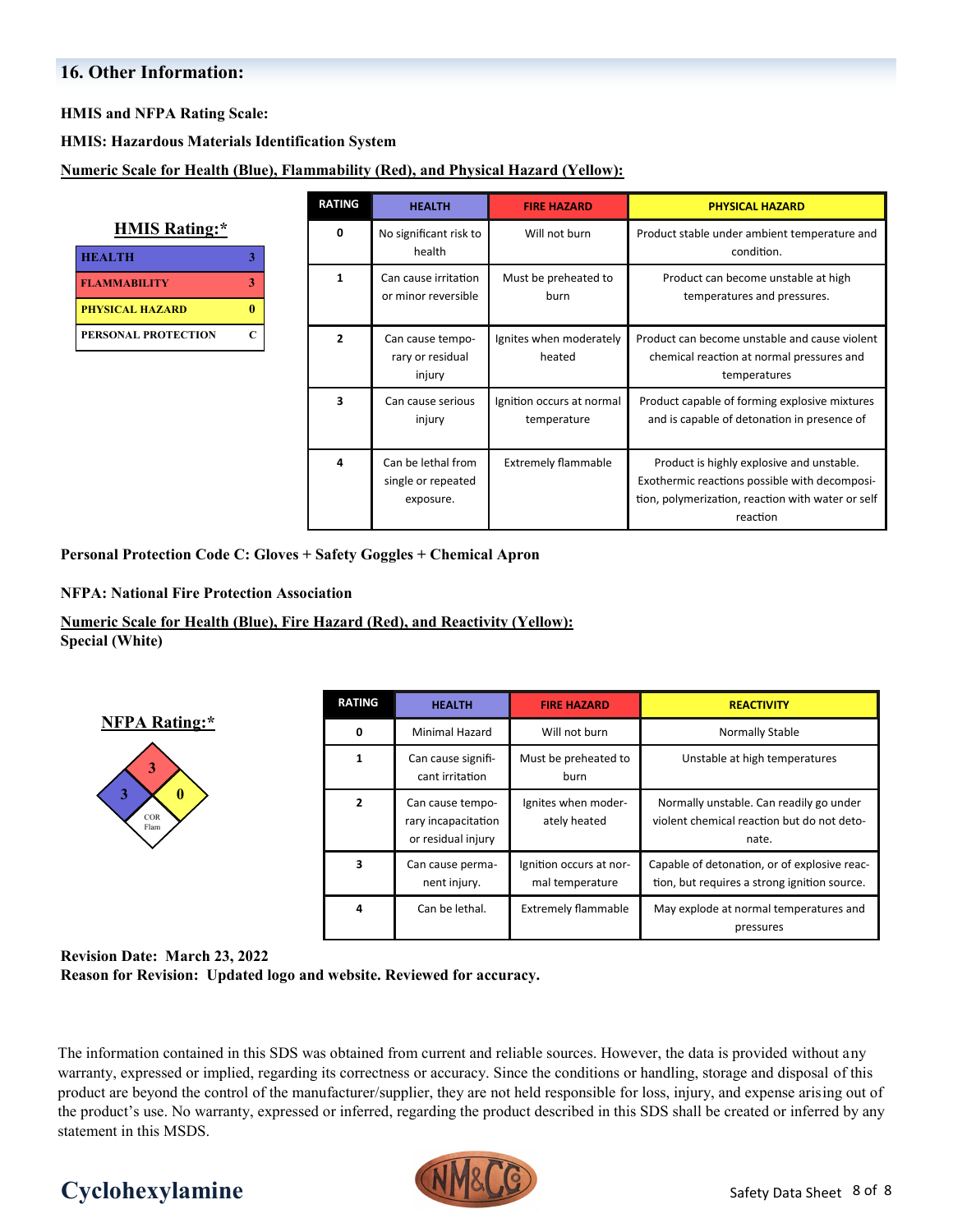## 16. Other Information:

**HMIS and NFPA Rating Scale:**

**HMIS: Hazardous Materials Identification System**

**Numeric Scale for Health (Blue), Flammability (Red), and Physical Hazard (Yellow):**

**HMIS Rating:***

| | |
|---|---|
| HEALTH | 3 |
| FLAMMABILITY | 3 |
| PHYSICAL HAZARD | 0 |
| PERSONAL PROTECTION | C |

| RATING | HEALTH | FIRE HAZARD | PHYSICAL HAZARD |
|---|---|---|---|
| 0 | No significant risk to health | Will not burn | Product stable under ambient temperature and condition. |
| 1 | Can cause irritation or minor reversible | Must be preheated to burn | Product can become unstable at high temperatures and pressures. |
| 2 | Can cause temporary or residual injury | Ignites when moderately heated | Product can become unstable and cause violent chemical reaction at normal pressures and temperatures |
| 3 | Can cause serious injury | Ignition occurs at normal temperature | Product capable of forming explosive mixtures and is capable of detonation in presence of |
| 4 | Can be lethal from single or repeated exposure. | Extremely flammable | Product is highly explosive and unstable. Exothermic reactions possible with decomposition, polymerization, reaction with water or self reaction |

**Personal Protection Code C: Gloves + Safety Goggles + Chemical Apron**

**NFPA: National Fire Protection Association**

**Numeric Scale for Health (Blue), Fire Hazard (Red), and Reactivity (Yellow):**
**Special (White)**

**NFPA Rating:***

Health: 3
Fire: 3
Reactivity: 0
Special: COR Flam

| RATING | HEALTH | FIRE HAZARD | REACTIVITY |
|---|---|---|---|
| 0 | Minimal Hazard | Will not burn | Normally Stable |
| 1 | Can cause significant irritation | Must be preheated to burn | Unstable at high temperatures |
| 2 | Can cause temporary incapacitation or residual injury | Ignites when moderately heated | Normally unstable. Can readily go under violent chemical reaction but do not detonate. |
| 3 | Can cause permanent injury. | Ignition occurs at normal temperature | Capable of detonation, or of explosive reaction, but requires a strong ignition source. |
| 4 | Can be lethal. | Extremely flammable | May explode at normal temperatures and pressures |

**Revision Date: March 23, 2022**
**Reason for Revision: Updated logo and website. Reviewed for accuracy.**

The information contained in this SDS was obtained from current and reliable sources. However, the data is provided without any warranty, expressed or implied, regarding its correctness or accuracy. Since the conditions or handling, storage and disposal of this product are beyond the control of the manufacturer/supplier, they are not held responsible for loss, injury, and expense arising out of the product's use. No warranty, expressed or inferred, regarding the product described in this SDS shall be created or inferred by any statement in this MSDS.